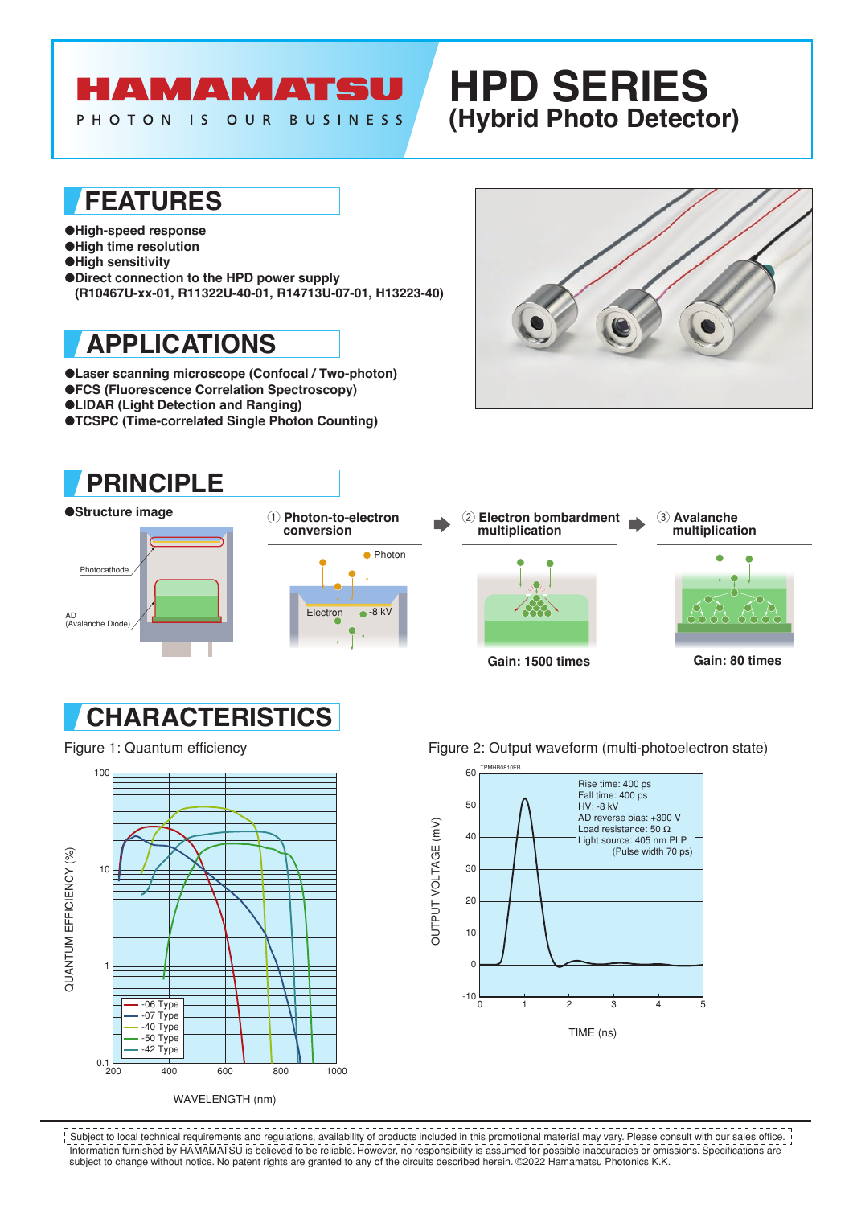HAMAMATSU

PHOTON IS OUR BUSINESS

# HPD SERIES (Hybrid Photo Detector)

## FEATURES

- High-speed response
- High time resolution
- High sensitivity
- Direct connection to the HPD power supply (R10467U-xx-01, R11322U-40-01, R14713U-07-01, H13223-40)

## APPLICATIONS

- Laser scanning microscope (Confocal / Two-photon)
- FCS (Fluorescence Correlation Spectroscopy)
- LIDAR (Light Detection and Ranging)
- TCSPC (Time-correlated Single Photon Counting)

## PRINCIPLE

- Structure image

Photocathode

AD (Avalanche Diode)

① Photon-to-electron conversion

Photon

Electron

-8 kV

② Electron bombardment multiplication

Gain: 1500 times

③ Avalanche multiplication

Gain: 80 times

## CHARACTERISTICS

Figure 1: Quantum efficiency

QUANTUM EFFICIENCY (%)

WAVELENGTH (nm)

-06 Type
-07 Type
-40 Type
-50 Type
-42 Type

Figure 2: Output waveform (multi-photoelectron state)

TPMHB0810EB

Rise time: 400 ps
Fall time: 400 ps
HV: -8 kV
AD reverse bias: +390 V
Load resistance: 50 Ω
Light source: 405 nm PLP
(Pulse width 70 ps)

OUTPUT VOLTAGE (mV)

TIME (ns)

Subject to local technical requirements and regulations, availability of products included in this promotional material may vary. Please consult with our sales office. Information furnished by HAMAMATSU is believed to be reliable. However, no responsibility is assumed for possible inaccuracies or omissions. Specifications are subject to change without notice. No patent rights are granted to any of the circuits described herein. ©2022 Hamamatsu Photonics K.K.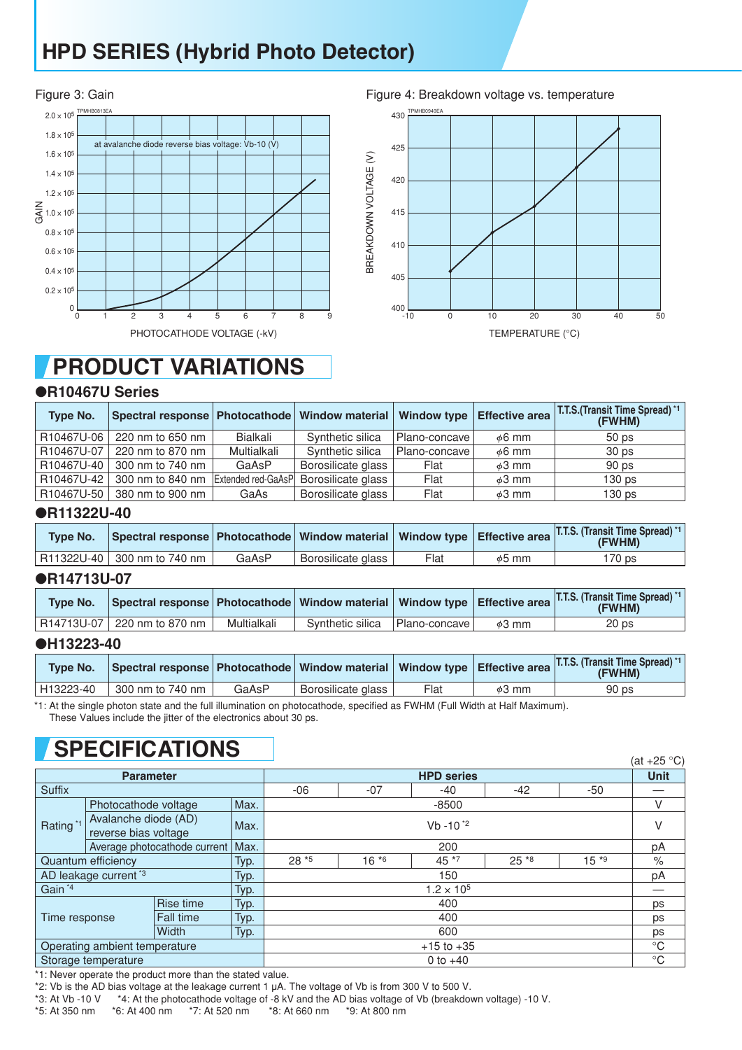# HPD SERIES (Hybrid Photo Detector)

Figure 3: Gain

Figure 4: Breakdown voltage vs. temperature

## PRODUCT VARIATIONS

### ●R10467U Series

| Type No. | Spectral response | Photocathode | Window material | Window type | Effective area | T.T.S.(Transit Time Spread) *1 (FWHM) |
|---|---|---|---|---|---|---|
| R10467U-06 | 220 nm to 650 nm | Bialkali | Synthetic silica | Plano-concave | ϕ6 mm | 50 ps |
| R10467U-07 | 220 nm to 870 nm | Multialkali | Synthetic silica | Plano-concave | ϕ6 mm | 30 ps |
| R10467U-40 | 300 nm to 740 nm | GaAsP | Borosilicate glass | Flat | ϕ3 mm | 90 ps |
| R10467U-42 | 300 nm to 840 nm | Extended red-GaAsP | Borosilicate glass | Flat | ϕ3 mm | 130 ps |
| R10467U-50 | 380 nm to 900 nm | GaAs | Borosilicate glass | Flat | ϕ3 mm | 130 ps |

### ●R11322U-40

| Type No. | Spectral response | Photocathode | Window material | Window type | Effective area | T.T.S. (Transit Time Spread) *1 (FWHM) |
|---|---|---|---|---|---|---|
| R11322U-40 | 300 nm to 740 nm | GaAsP | Borosilicate glass | Flat | ϕ5 mm | 170 ps |

### ●R14713U-07

| Type No. | Spectral response | Photocathode | Window material | Window type | Effective area | T.T.S. (Transit Time Spread) *1 (FWHM) |
|---|---|---|---|---|---|---|
| R14713U-07 | 220 nm to 870 nm | Multialkali | Synthetic silica | Plano-concave | ϕ3 mm | 20 ps |

### ●H13223-40

| Type No. | Spectral response | Photocathode | Window material | Window type | Effective area | T.T.S. (Transit Time Spread) *1 (FWHM) |
|---|---|---|---|---|---|---|
| H13223-40 | 300 nm to 740 nm | GaAsP | Borosilicate glass | Flat | ϕ3 mm | 90 ps |

*1: At the single photon state and the full illumination on photocathode, specified as FWHM (Full Width at Half Maximum).
These Values include the jitter of the electronics about 30 ps.

## SPECIFICATIONS

(at +25 °C)

| Parameter | | | HPD series | | | | | Unit |
|---|---|---|---|---|---|---|---|---|
| Suffix | | | -06 | -07 | -40 | -42 | -50 | — |
| Rating *1 | Photocathode voltage | Max. | -8500 | | | | | V |
| | Avalanche diode (AD) reverse bias voltage | Max. | Vb -10 *2 | | | | | V |
| | Average photocathode current | Max. | 200 | | | | | pA |
| Quantum efficiency | | Typ. | 28 *5 | 16 *6 | 45 *7 | 25 *8 | 15 *9 | % |
| AD leakage current *3 | | Typ. | 150 | | | | | pA |
| Gain *4 | | Typ. | $1.2 \times 10^5$ | | | | | — |
| Time response | Rise time | Typ. | 400 | | | | | ps |
| | Fall time | Typ. | 400 | | | | | ps |
| | Width | Typ. | 600 | | | | | ps |
| Operating ambient temperature | | | +15 to +35 | | | | | °C |
| Storage temperature | | | 0 to +40 | | | | | °C |

*1: Never operate the product more than the stated value.
*2: Vb is the AD bias voltage at the leakage current 1 μA. The voltage of Vb is from 300 V to 500 V.
*3: At Vb -10 V *4: At the photocathode voltage of -8 kV and the AD bias voltage of Vb (breakdown voltage) -10 V.
*5: At 350 nm *6: At 400 nm *7: At 520 nm *8: At 660 nm *9: At 800 nm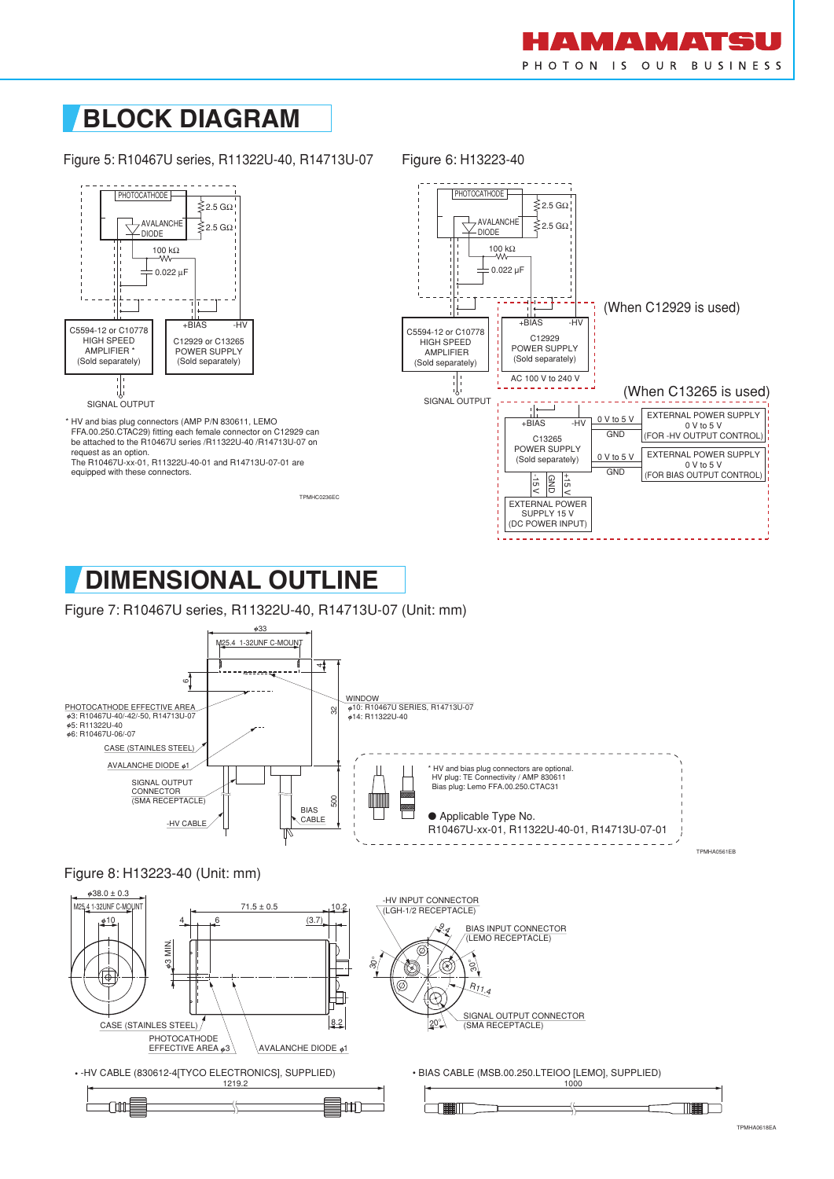## BLOCK DIAGRAM

Figure 5: R10467U series, R11322U-40, R14713U-07

PHOTOCATHODE

AVALANCHE DIODE

2.5 GΩ

2.5 GΩ

100 kΩ

0.022 µF

C5594-12 or C10778 HIGH SPEED AMPLIFIER * (Sold separately)

+BIAS -HV

C12929 or C13265 POWER SUPPLY (Sold separately)

SIGNAL OUTPUT

\* HV and bias plug connectors (AMP P/N 830611, LEMO FFA.00.250.CTAC29) fitting each female connector on C12929 can be attached to the R10467U series /R11322U-40 /R14713U-07 on request as an option.
The R10467U-xx-01, R11322U-40-01 and R14713U-07-01 are equipped with these connectors.

TPMHC0236EC

Figure 6: H13223-40

PHOTOCATHODE

AVALANCHE DIODE

2.5 GΩ

2.5 GΩ

100 kΩ

0.022 µF

C5594-12 or C10778 HIGH SPEED AMPLIFIER (Sold separately)

SIGNAL OUTPUT

(When C12929 is used)

+BIAS -HV

C12929 POWER SUPPLY (Sold separately)

AC 100 V to 240 V

(When C13265 is used)

+BIAS -HV

C13265 POWER SUPPLY (Sold separately)

0 V to 5 V

GND

EXTERNAL POWER SUPPLY 0 V to 5 V (FOR -HV OUTPUT CONTROL)

0 V to 5 V

GND

EXTERNAL POWER SUPPLY 0 V to 5 V (FOR BIAS OUTPUT CONTROL)

-15 V GND +15 V

EXTERNAL POWER SUPPLY 15 V (DC POWER INPUT)

## DIMENSIONAL OUTLINE

Figure 7: R10467U series, R11322U-40, R14713U-07 (Unit: mm)

φ33

M25.4 1-32UNF C-MOUNT

6

4

32

500

PHOTOCATHODE EFFECTIVE AREA
φ3: R10467U-40/-42/-50, R14713U-07
φ5: R11322U-40
φ6: R10467U-06/-07

CASE (STAINLESS STEEL)

AVALANCHE DIODE φ1

SIGNAL OUTPUT CONNECTOR (SMA RECEPTACLE)

-HV CABLE

BIAS CABLE

WINDOW
φ10: R10467U SERIES, R14713U-07
φ14: R11322U-40

\* HV and bias plug connectors are optional.
HV plug: TE Connectivity / AMP 830611
Bias plug: Lemo FFA.00.250.CTAC31

● Applicable Type No.
R10467U-xx-01, R11322U-40-01, R14713U-07-01

TPMHA0561EB

Figure 8: H13223-40 (Unit: mm)

φ38.0 ± 0.3

M25.4 1-32UNF C-MOUNT

φ10

71.5 ± 0.5

10.2

4

6

(3.7)

φ3 MIN.

8.2

CASE (STAINLESS STEEL)

PHOTOCATHODE EFFECTIVE AREA φ3

AVALANCHE DIODE φ1

-HV INPUT CONNECTOR (LGH-1/2 RECEPTACLE)

BIAS INPUT CONNECTOR (LEMO RECEPTACLE)

SIGNAL OUTPUT CONNECTOR (SMA RECEPTACLE)

R11.4

30°

30°

20°

φ2.4

- -HV CABLE (830612-4[TYCO ELECTRONICS], SUPPLIED)

1219.2

- BIAS CABLE (MSB.00.250.LTEIOO [LEMO], SUPPLIED)

1000

TPMHA0618EA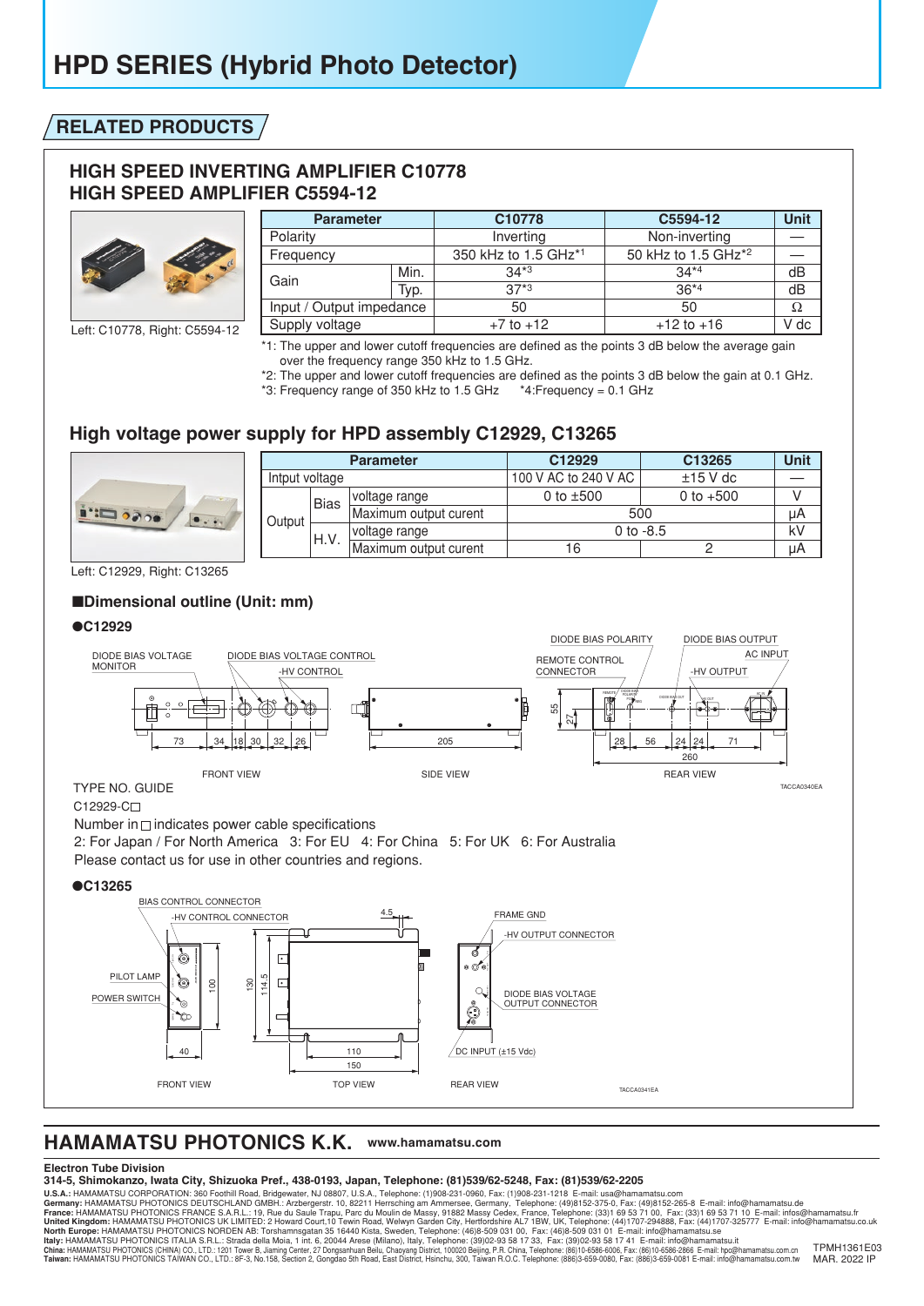# HPD SERIES (Hybrid Photo Detector)

## RELATED PRODUCTS

### HIGH SPEED INVERTING AMPLIFIER C10778
### HIGH SPEED AMPLIFIER C5594-12

Left: C10778, Right: C5594-12

| Parameter | | C10778 | C5594-12 | Unit |
|---|---|---|---|---|
| Polarity | | Inverting | Non-inverting | — |
| Frequency | | 350 kHz to 1.5 GHz*1 | 50 kHz to 1.5 GHz*2 | — |
| Gain | Min. | 34*3 | 34*4 | dB |
| | Typ. | 37*3 | 36*4 | dB |
| Input / Output impedance | | 50 | 50 | Ω |
| Supply voltage | | +7 to +12 | +12 to +16 | V dc |

*1: The upper and lower cutoff frequencies are defined as the points 3 dB below the average gain over the frequency range 350 kHz to 1.5 GHz.
*2: The upper and lower cutoff frequencies are defined as the points 3 dB below the gain at 0.1 GHz.
*3: Frequency range of 350 kHz to 1.5 GHz *4:Frequency = 0.1 GHz

### High voltage power supply for HPD assembly C12929, C13265

Left: C12929, Right: C13265

| Parameter | | | C12929 | C13265 | Unit |
|---|---|---|---|---|---|
| Intput voltage | | | 100 V AC to 240 V AC | ±15 V dc | — |
| Output | Bias | voltage range | 0 to ±500 | 0 to +500 | V |
| | | Maximum output curent | 500 | | μA |
| | H.V. | voltage range | 0 to -8.5 | | kV |
| | | Maximum output curent | 16 | 2 | μA |

■Dimensional outline (Unit: mm)

●C12929

DIODE BIAS VOLTAGE MONITOR
DIODE BIAS VOLTAGE CONTROL
-HV CONTROL
DIODE BIAS POLARITY
DIODE BIAS OUTPUT
AC INPUT
REMOTE CONTROL CONNECTOR
-HV OUTPUT
73 34 18 30 32 26
205
55 27
28 56 24 24 71
260
FRONT VIEW
SIDE VIEW
REAR VIEW
TACCA0340EA

TYPE NO. GUIDE
C12929-C□
Number in □ indicates power cable specifications
2: For Japan / For North America 3: For EU 4: For China 5: For UK 6: For Australia
Please contact us for use in other countries and regions.

●C13265

BIAS CONTROL CONNECTOR
-HV CONTROL CONNECTOR
PILOT LAMP
POWER SWITCH
4.5
FRAME GND
-HV OUTPUT CONNECTOR
DIODE BIAS VOLTAGE OUTPUT CONNECTOR
DC INPUT (±15 Vdc)
100
130
114.5
40
110
150
FRONT VIEW
TOP VIEW
REAR VIEW
TACCA0341EA

## HAMAMATSU PHOTONICS K.K. www.hamamatsu.com

**Electron Tube Division**
**314-5, Shimokanzo, Iwata City, Shizuoka Pref., 438-0193, Japan, Telephone: (81)539/62-5248, Fax: (81)539/62-2205**

**U.S.A.:** HAMAMATSU CORPORATION: 360 Foothill Road, Bridgewater, NJ 08807, U.S.A., Telephone: (1)908-231-0960, Fax: (1)908-231-1218 E-mail: usa@hamamatsu.com
**Germany:** HAMAMATSU PHOTONICS DEUTSCHLAND GMBH.: Arzbergerstr. 10, 82211 Herrsching am Ammersee, Germany, Telephone: (49)8152-375-0, Fax: (49)8152-265-8 E-mail: info@hamamatsu.de
**France:** HAMAMATSU PHOTONICS FRANCE S.A.R.L.: 19, Rue du Saule Trapu, Parc du Moulin de Massy, 91882 Massy Cedex, France, Telephone: (33)1 69 53 71 00, Fax: (33)1 69 53 71 10 E-mail: infos@hamamatsu.fr
**United Kingdom:** HAMAMATSU PHOTONICS UK LIMITED: 2 Howard Court,10 Tewin Road, Welwyn Garden City, Hertfordshire AL7 1BW, UK, Telephone: (44)1707-294888, Fax: (44)1707-325777 E-mail: info@hamamatsu.co.uk
**North Europe:** HAMAMATSU PHOTONICS NORDEN AB: Torshamnsgatan 35 16440 Kista, Sweden, Telephone: (46)8-509 031 00, Fax: (46)8-509 031 01 E-mail: info@hamamatsu.se
**Italy:** HAMAMATSU PHOTONICS ITALIA S.R.L.: Strada della Moia, 1 int. 6, 20044 Arese (Milano), Italy, Telephone: (39)02-93 58 17 33, Fax: (39)02-93 58 17 41 E-mail: info@hamamatsu.it
**China:** HAMAMATSU PHOTONICS (CHINA) CO., LTD.: 1201 Tower B, Jiaming Center, 27 Dongsanhuan Beilu, Chaoyang District, 100020 Beijing, P.R. China, Telephone: (86)10-6586-6006, Fax: (86)10-6586-2866 E-mail: hpc@hamamatsu.com.cn
**Taiwan:** HAMAMATSU PHOTONICS TAIWAN CO., LTD.: 8F-3, No.158, Section 2, Gongdao 5th Road, East District, Hsinchu, 300, Taiwan R.O.C. Telephone: (886)3-659-0080, Fax: (886)3-659-0081 E-mail: info@hamamatsu.com.tw

TPMH1361E03
MAR. 2022 IP